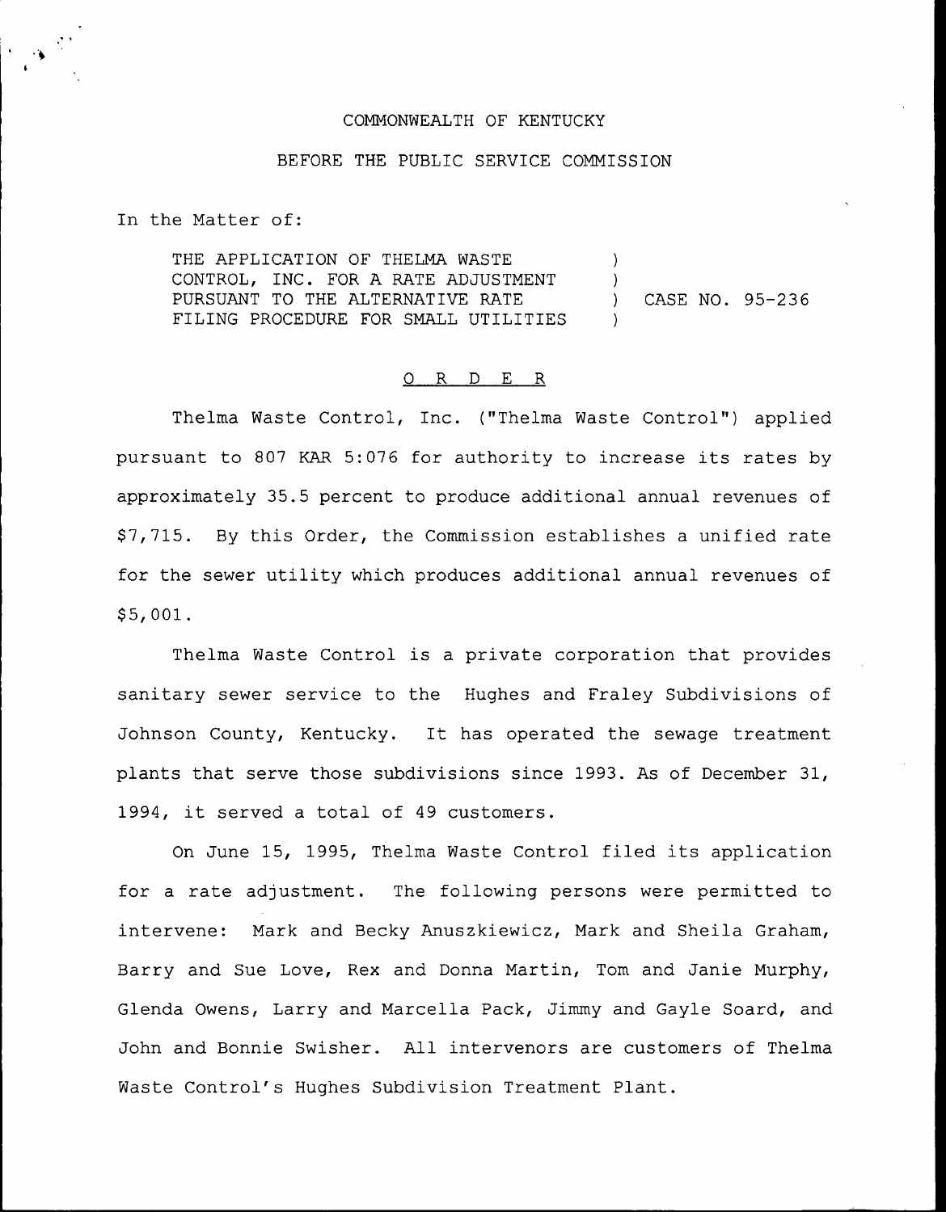COMMONWEALTH OF KENTUCKY

BEFORE THE PUBLIC SERVICE COMMISSION

In the Matter of:

THE APPLICATION OF THELMA WASTE CONTROL, INC. FOR A RATE ADJUSTMENT PURSUANT TO THE ALTERNATIVE RATE FILING PROCEDURE FOR SMALL UTILITIES ) CASE NO. 95-236

## O R D E R

Thelma Waste Control, Inc. ("Thelma Waste Control") applied pursuant to 807 KAR 5:076 for authority to increase its rates by approximately 35.5 percent to produce additional annual revenues of $7,715. By this Order, the Commission establishes a unified rate for the sewer utility which produces additional annual revenues of $5,001.

Thelma Waste Control is a private corporation that provides sanitary sewer service to the Hughes and Fraley Subdivisions of Johnson County, Kentucky. It has operated the sewage treatment plants that serve those subdivisions since 1993. As of December 31, 1994, it served a total of 49 customers.

On June 15, 1995, Thelma Waste Control filed its application for a rate adjustment. The following persons were permitted to intervene: Mark and Becky Anuszkiewicz, Mark and Sheila Graham, Barry and Sue Love, Rex and Donna Martin, Tom and Janie Murphy, Glenda Owens, Larry and Marcella Pack, Jimmy and Gayle Soard, and John and Bonnie Swisher. All intervenors are customers of Thelma Waste Control's Hughes Subdivision Treatment Plant.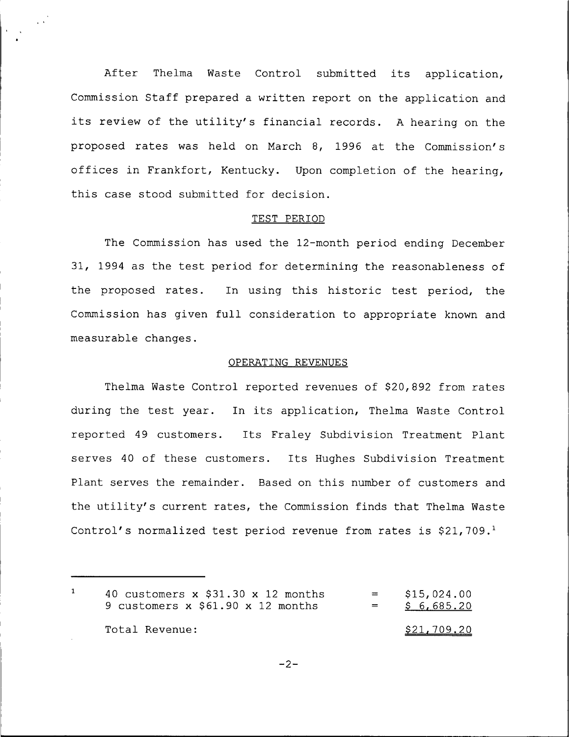After Thelma Waste Control submitted its application, Commission Staff prepared a written report on the application and its review of the utility's financial records. A hearing on the proposed rates was held on March 8, 1996 at the Commission's offices in Frankfort, Kentucky. Upon completion of the hearing, this case stood submitted for decision.

## TEST PERIOD

The Commission has used the 12-month period ending December 31, 1994 as the test period for determining the reasonableness of the proposed rates. In using this historic test period, the Commission has given full consideration to appropriate known and measurable changes.

## OPERATING REVENUES

Thelma Waste Control reported revenues of $20,892 from rates during the test year. In its application, Thelma Waste Control reported 49 customers. Its Fraley Subdivision Treatment Plant serves 40 of these customers. Its Hughes Subdivision Treatment Plant serves the remainder. Based on this number of customers and the utility's current rates, the Commission finds that Thelma Waste Control's normalized test period revenue from rates is $21,709.[1]

---

[1]

| | | |
|---|---|---|
| 40 customers x $31.30 x 12 months | = | $15,024.00 |
| 9 customers x $61.90 x 12 months | = | $ 6,685.20 |
| Total Revenue: | | $21,709.20 |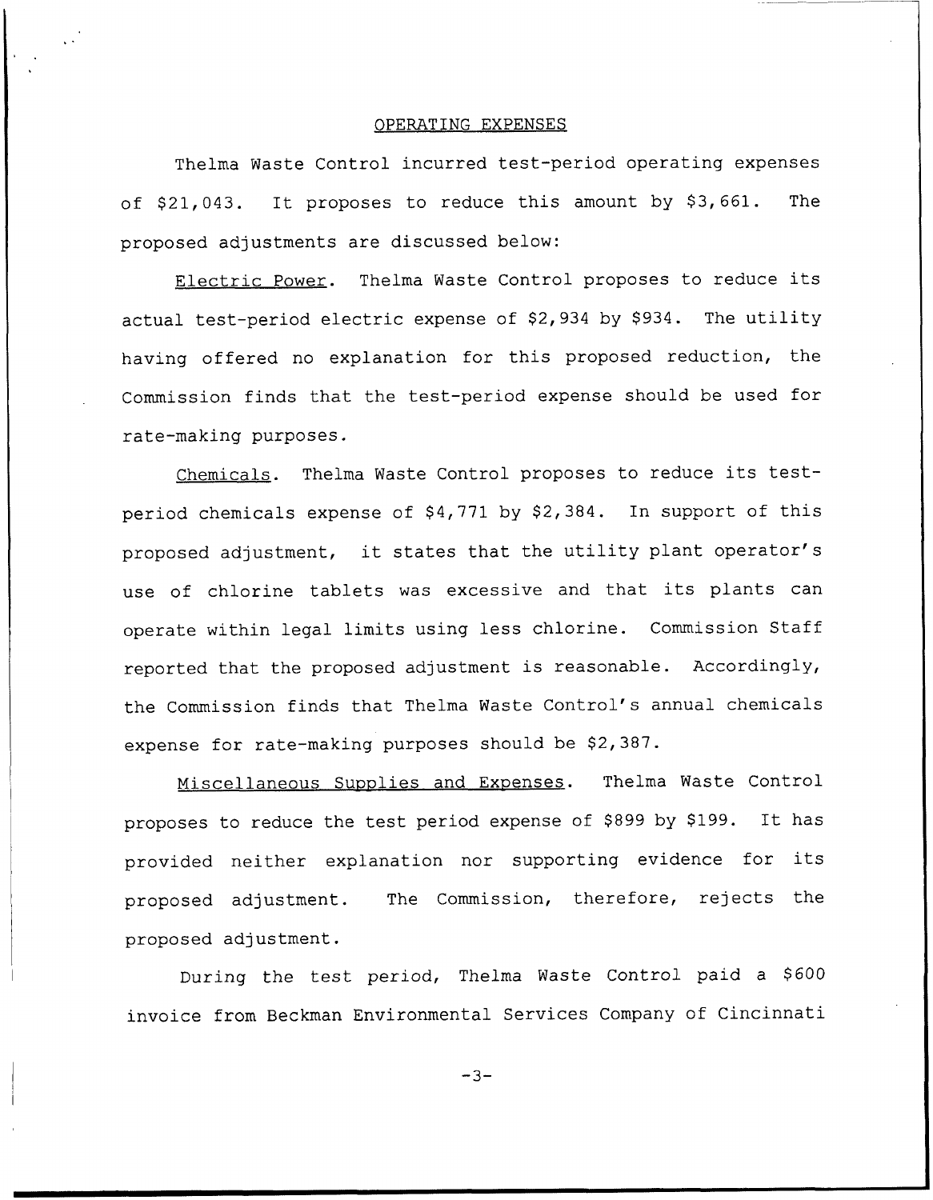## OPERATING EXPENSES

Thelma Waste Control incurred test-period operating expenses of $21,043. It proposes to reduce this amount by $3,661. The proposed adjustments are discussed below:

Electric Power. Thelma Waste Control proposes to reduce its actual test-period electric expense of $2,934 by $934. The utility having offered no explanation for this proposed reduction, the Commission finds that the test-period expense should be used for rate-making purposes.

Chemicals. Thelma Waste Control proposes to reduce its test-period chemicals expense of $4,771 by $2,384. In support of this proposed adjustment, it states that the utility plant operator's use of chlorine tablets was excessive and that its plants can operate within legal limits using less chlorine. Commission Staff reported that the proposed adjustment is reasonable. Accordingly, the Commission finds that Thelma Waste Control's annual chemicals expense for rate-making purposes should be $2,387.

Miscellaneous Supplies and Expenses. Thelma Waste Control proposes to reduce the test period expense of $899 by $199. It has provided neither explanation nor supporting evidence for its proposed adjustment. The Commission, therefore, rejects the proposed adjustment.

During the test period, Thelma Waste Control paid a $600 invoice from Beckman Environmental Services Company of Cincinnati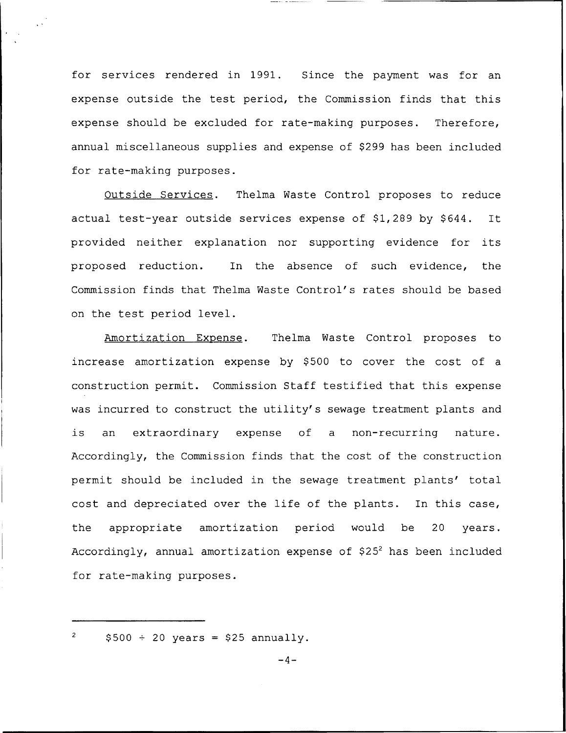for services rendered in 1991. Since the payment was for an expense outside the test period, the Commission finds that this expense should be excluded for rate-making purposes. Therefore, annual miscellaneous supplies and expense of $299 has been included for rate-making purposes.

Outside Services. Thelma Waste Control proposes to reduce actual test-year outside services expense of $1,289 by $644. It provided neither explanation nor supporting evidence for its proposed reduction. In the absence of such evidence, the Commission finds that Thelma Waste Control's rates should be based on the test period level.

Amortization Expense. Thelma Waste Control proposes to increase amortization expense by $500 to cover the cost of a construction permit. Commission Staff testified that this expense was incurred to construct the utility's sewage treatment plants and is an extraordinary expense of a non-recurring nature. Accordingly, the Commission finds that the cost of the construction permit should be included in the sewage treatment plants' total cost and depreciated over the life of the plants. In this case, the appropriate amortization period would be 20 years. Accordingly, annual amortization expense of $25[2] has been included for rate-making purposes.

---

[2] $500 ÷ 20 years = $25 annually.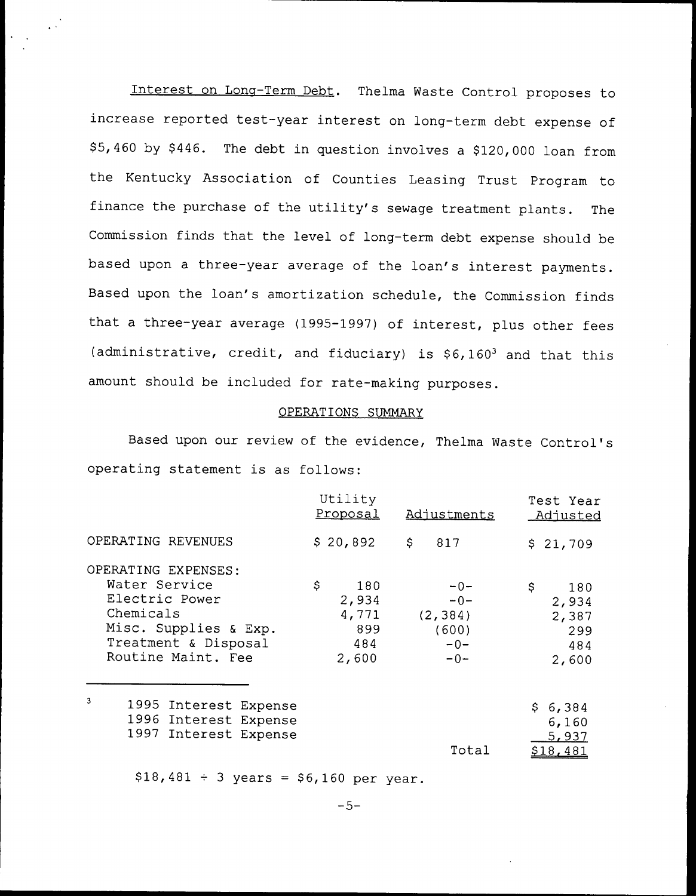Interest on Long-Term Debt. Thelma Waste Control proposes to increase reported test-year interest on long-term debt expense of $5,460 by $446. The debt in question involves a $120,000 loan from the Kentucky Association of Counties Leasing Trust Program to finance the purchase of the utility's sewage treatment plants. The Commission finds that the level of long-term debt expense should be based upon a three-year average of the loan's interest payments. Based upon the loan's amortization schedule, the Commission finds that a three-year average (1995-1997) of interest, plus other fees (administrative, credit, and fiduciary) is $6,160[3] and that this amount should be included for rate-making purposes.

## OPERATIONS SUMMARY

Based upon our review of the evidence, Thelma Waste Control's operating statement is as follows:

| | Utility Proposal | Adjustments | Test Year Adjusted |
|---|---|---|---|
| OPERATING REVENUES | $ 20,892 | $ 817 | $ 21,709 |
| OPERATING EXPENSES: | | | |
| Water Service | $ 180 | -0- | $ 180 |
| Electric Power | 2,934 | -0- | 2,934 |
| Chemicals | 4,771 | (2,384) | 2,387 |
| Misc. Supplies & Exp. | 899 | (600) | 299 |
| Treatment & Disposal | 484 | -0- | 484 |
| Routine Maint. Fee | 2,600 | -0- | 2,600 |

---

[3]

| | | |
|---|---|---|
| 1995 Interest Expense | | $ 6,384 |
| 1996 Interest Expense | | 6,160 |
| 1997 Interest Expense | | 5,937 |
| | Total | $18,481 |

$18,481 ÷ 3 years = $6,160 per year.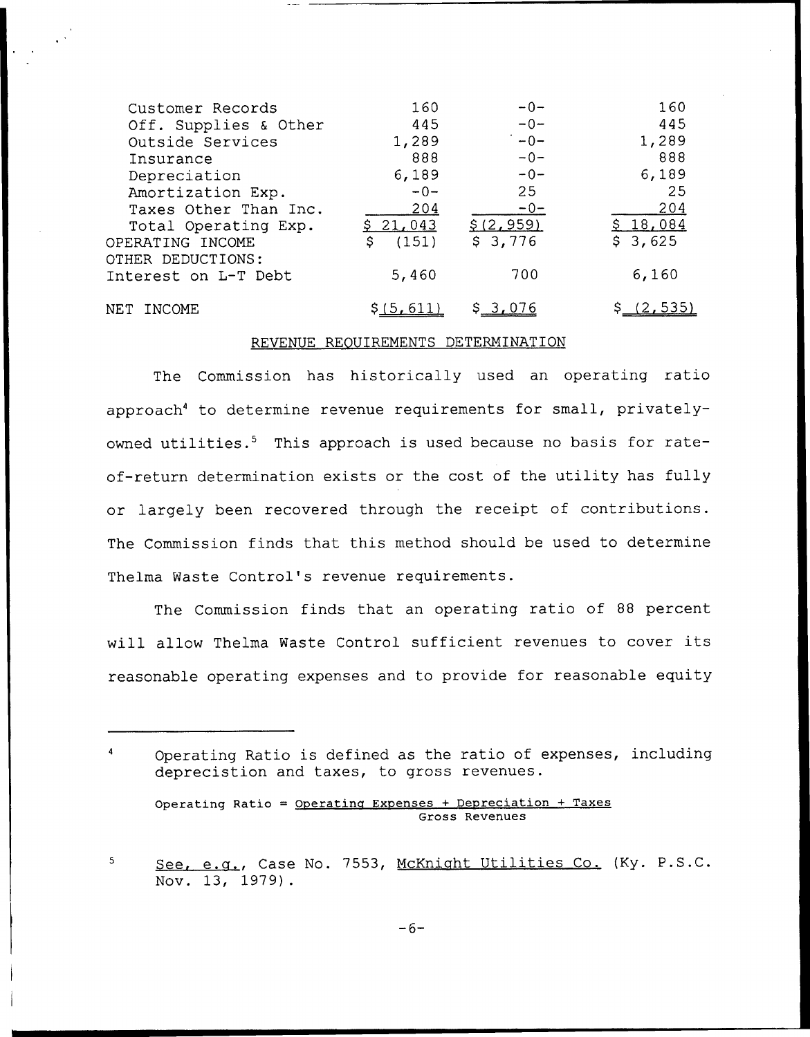| | | | |
|---|---|---|---|
| Customer Records | 160 | -0- | 160 |
| Off. Supplies & Other | 445 | -0- | 445 |
| Outside Services | 1,289 | -0- | 1,289 |
| Insurance | 888 | -0- | 888 |
| Depreciation | 6,189 | -0- | 6,189 |
| Amortization Exp. | -0- | 25 | 25 |
| Taxes Other Than Inc. | 204 | -0- | 204 |
| Total Operating Exp. | $ 21,043 | $(2,959) | $ 18,084 |
| OPERATING INCOME | $ (151) | $ 3,776 | $ 3,625 |
| OTHER DEDUCTIONS: | | | |
| Interest on L-T Debt | 5,460 | 700 | 6,160 |
| NET INCOME | $(5,611) | $ 3,076 | $ (2,535) |

## REVENUE REQUIREMENTS DETERMINATION

The Commission has historically used an operating ratio approach[4] to determine revenue requirements for small, privately-owned utilities.[5] This approach is used because no basis for rate-of-return determination exists or the cost of the utility has fully or largely been recovered through the receipt of contributions. The Commission finds that this method should be used to determine Thelma Waste Control's revenue requirements.

The Commission finds that an operating ratio of 88 percent will allow Thelma Waste Control sufficient revenues to cover its reasonable operating expenses and to provide for reasonable equity

---

[4] Operating Ratio is defined as the ratio of expenses, including depreciston and taxes, to gross revenues.

$$\text{Operating Ratio} = \frac{\text{Operating Expenses + Depreciation + Taxes}}{\text{Gross Revenues}}$$

[5] *See, e.g.*, Case No. 7553, McKnight Utilities Co. (Ky. P.S.C. Nov. 13, 1979).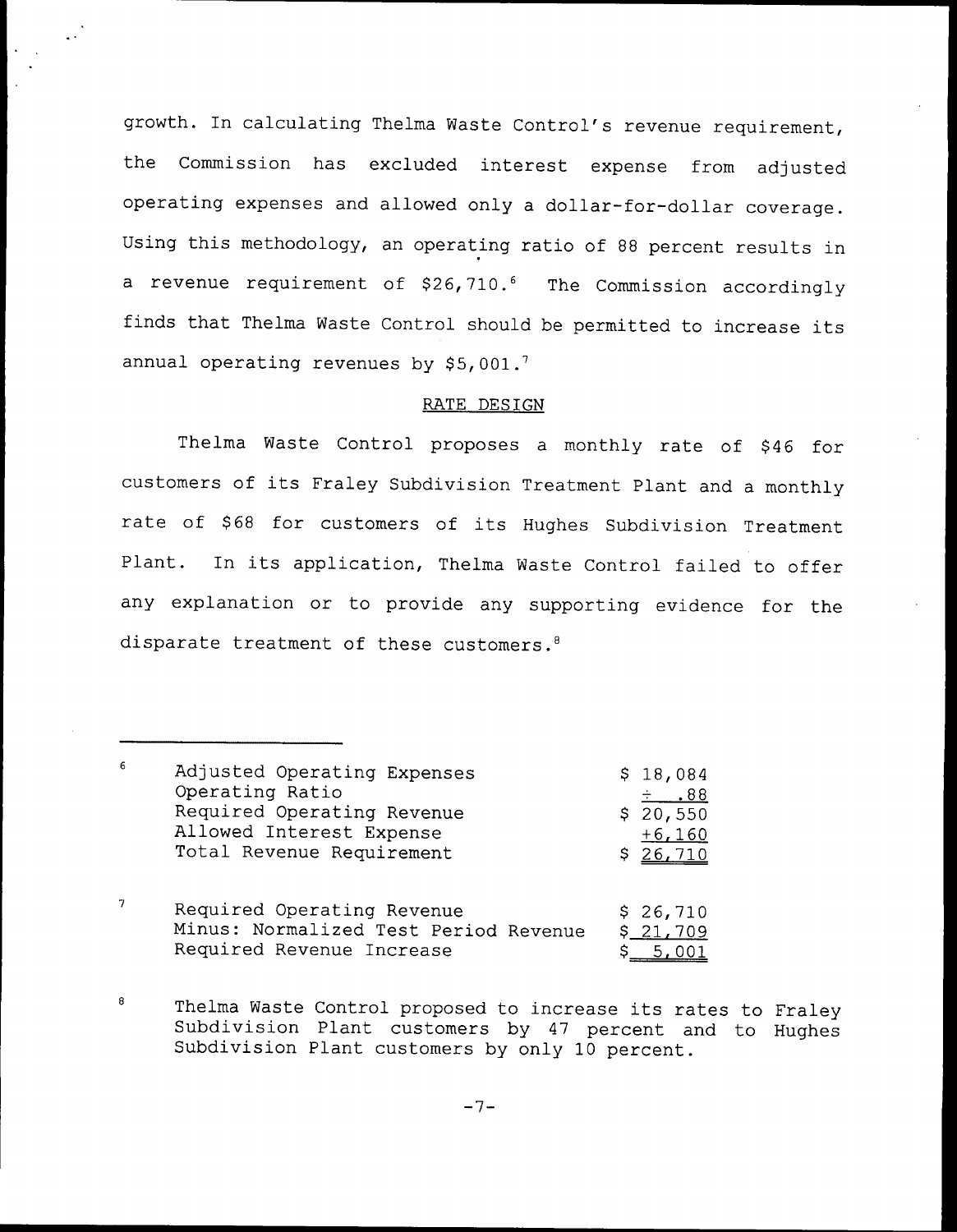growth. In calculating Thelma Waste Control's revenue requirement, the Commission has excluded interest expense from adjusted operating expenses and allowed only a dollar-for-dollar coverage. Using this methodology, an operating ratio of 88 percent results in a revenue requirement of $26,710.[6] The Commission accordingly finds that Thelma Waste Control should be permitted to increase its annual operating revenues by $5,001.[7]

## RATE DESIGN

Thelma Waste Control proposes a monthly rate of $46 for customers of its Fraley Subdivision Treatment Plant and a monthly rate of $68 for customers of its Hughes Subdivision Treatment Plant. In its application, Thelma Waste Control failed to offer any explanation or to provide any supporting evidence for the disparate treatment of these customers.[8]

---

[6]

| | |
|---|---|
| Adjusted Operating Expenses | $ 18,084 |
| Operating Ratio | ÷ .88 |
| Required Operating Revenue | $ 20,550 |
| Allowed Interest Expense | +6,160 |
| Total Revenue Requirement | $ 26,710 |

[7]

| | |
|---|---|
| Required Operating Revenue | $ 26,710 |
| Minus: Normalized Test Period Revenue | $ 21,709 |
| Required Revenue Increase | $ 5,001 |

[8] Thelma Waste Control proposed to increase its rates to Fraley Subdivision Plant customers by 47 percent and to Hughes Subdivision Plant customers by only 10 percent.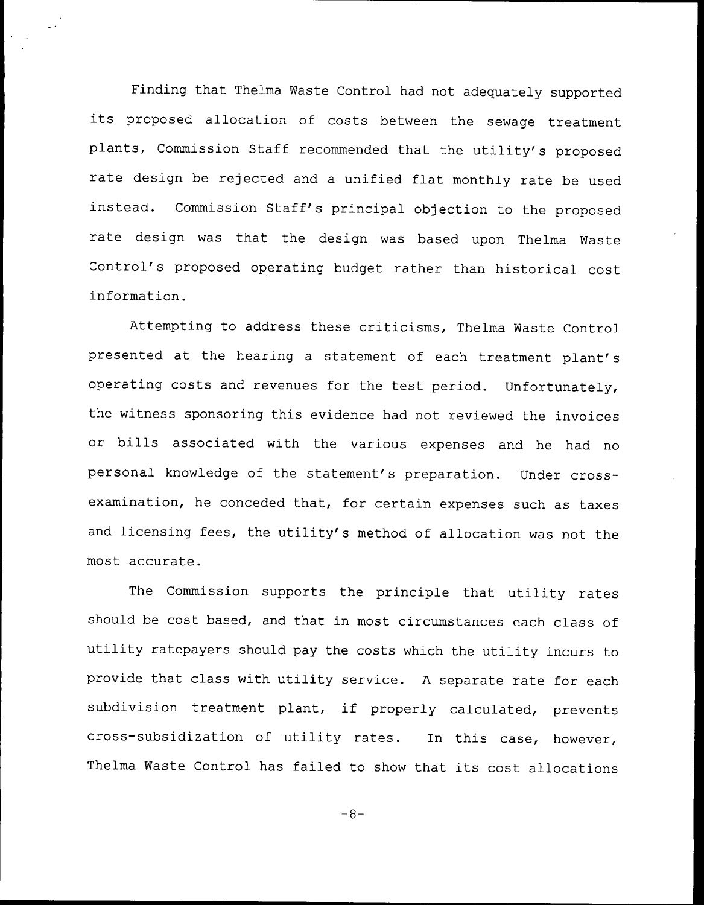Finding that Thelma Waste Control had not adequately supported its proposed allocation of costs between the sewage treatment plants, Commission Staff recommended that the utility's proposed rate design be rejected and a unified flat monthly rate be used instead. Commission Staff's principal objection to the proposed rate design was that the design was based upon Thelma Waste Control's proposed operating budget rather than historical cost information.

Attempting to address these criticisms, Thelma Waste Control presented at the hearing a statement of each treatment plant's operating costs and revenues for the test period. Unfortunately, the witness sponsoring this evidence had not reviewed the invoices or bills associated with the various expenses and he had no personal knowledge of the statement's preparation. Under cross-examination, he conceded that, for certain expenses such as taxes and licensing fees, the utility's method of allocation was not the most accurate.

The Commission supports the principle that utility rates should be cost based, and that in most circumstances each class of utility ratepayers should pay the costs which the utility incurs to provide that class with utility service. A separate rate for each subdivision treatment plant, if properly calculated, prevents cross-subsidization of utility rates. In this case, however, Thelma Waste Control has failed to show that its cost allocations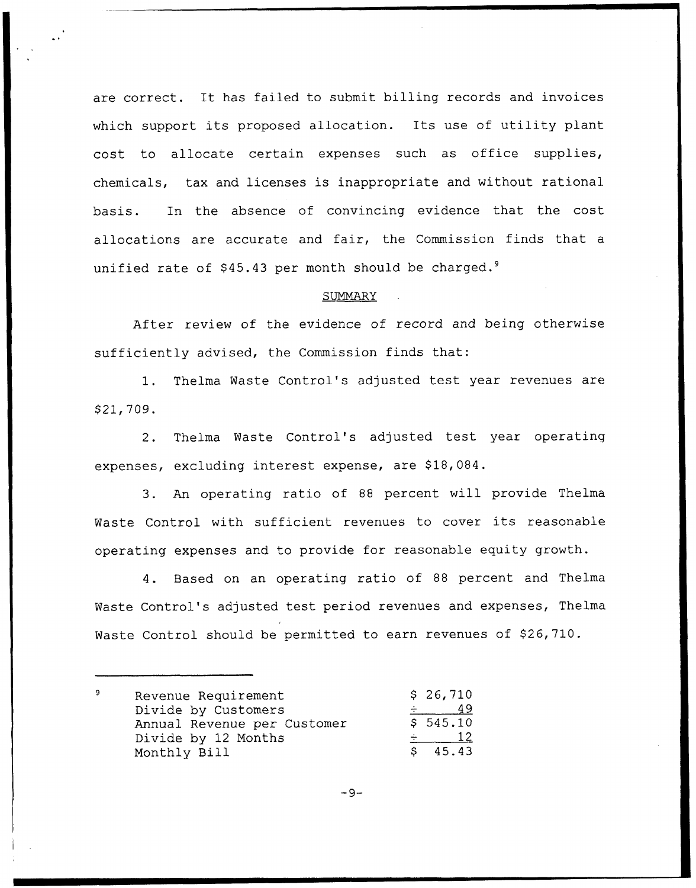are correct. It has failed to submit billing records and invoices which support its proposed allocation. Its use of utility plant cost to allocate certain expenses such as office supplies, chemicals, tax and licenses is inappropriate and without rational basis. In the absence of convincing evidence that the cost allocations are accurate and fair, the Commission finds that a unified rate of $45.43 per month should be charged.[9]

## SUMMARY

After review of the evidence of record and being otherwise sufficiently advised, the Commission finds that:

1. Thelma Waste Control's adjusted test year revenues are $21,709.

2. Thelma Waste Control's adjusted test year operating expenses, excluding interest expense, are $18,084.

3. An operating ratio of 88 percent will provide Thelma Waste Control with sufficient revenues to cover its reasonable operating expenses and to provide for reasonable equity growth.

4. Based on an operating ratio of 88 percent and Thelma Waste Control's adjusted test period revenues and expenses, Thelma Waste Control should be permitted to earn revenues of $26,710.

---

[9]

| | |
|---|---|
| Revenue Requirement | $ 26,710 |
| Divide by Customers | ÷ 49 |
| Annual Revenue per Customer | $ 545.10 |
| Divide by 12 Months | ÷ 12 |
| Monthly Bill | $ 45.43 |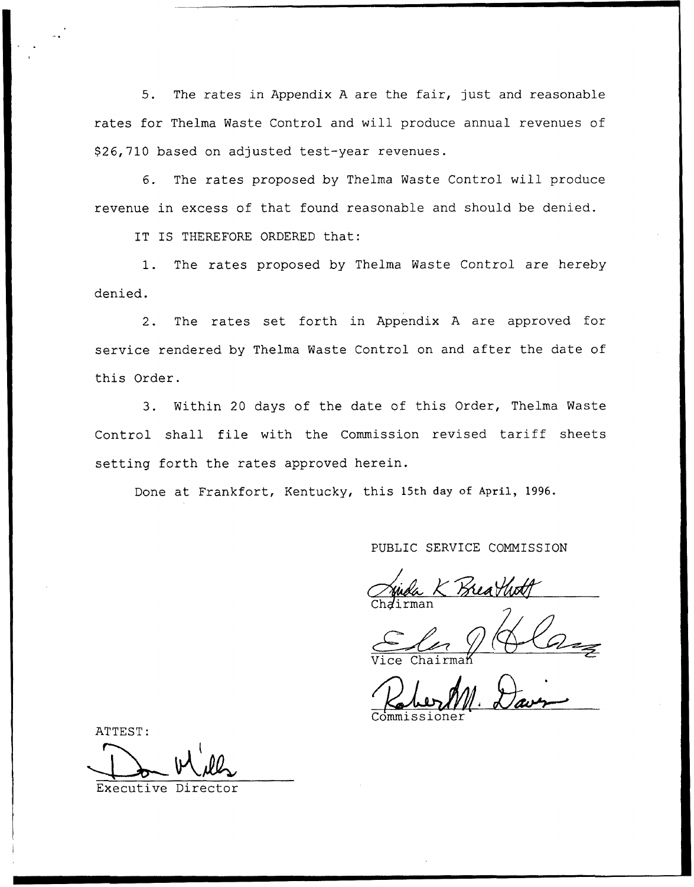5. The rates in Appendix A are the fair, just and reasonable rates for Thelma Waste Control and will produce annual revenues of $26,710 based on adjusted test-year revenues.

6. The rates proposed by Thelma Waste Control will produce revenue in excess of that found reasonable and should be denied.

IT IS THEREFORE ORDERED that:

1. The rates proposed by Thelma Waste Control are hereby denied.

2. The rates set forth in Appendix A are approved for service rendered by Thelma Waste Control on and after the date of this Order.

3. Within 20 days of the date of this Order, Thelma Waste Control shall file with the Commission revised tariff sheets setting forth the rates approved herein.

Done at Frankfort, Kentucky, this 15th day of April, 1996.

PUBLIC SERVICE COMMISSION

Linda K Breathitt
Chairman

Vice Chairman

Robert M. Davis
Commissioner

ATTEST:

Don Mills
Executive Director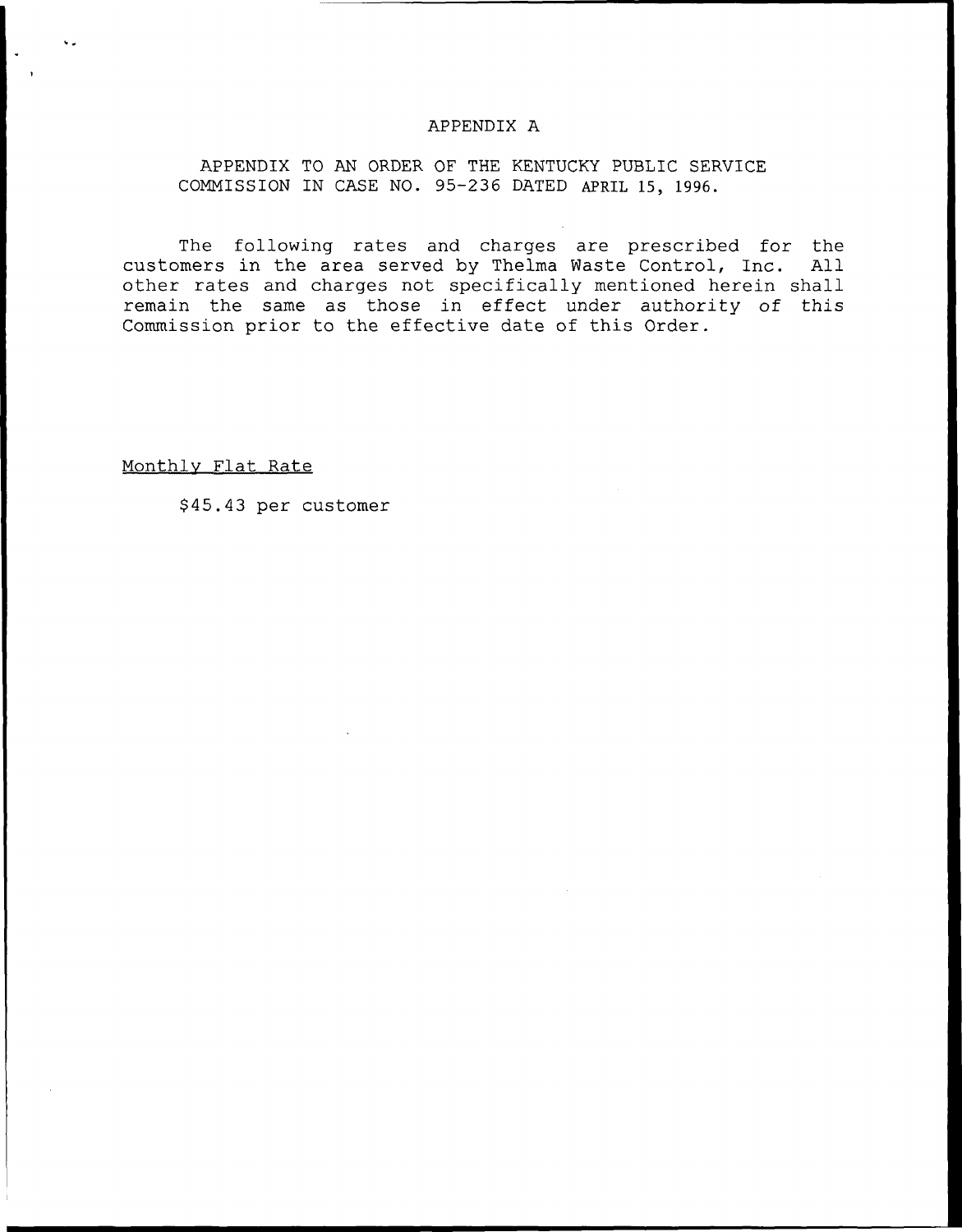# APPENDIX A

APPENDIX TO AN ORDER OF THE KENTUCKY PUBLIC SERVICE COMMISSION IN CASE NO. 95-236 DATED APRIL 15, 1996.

The following rates and charges are prescribed for the customers in the area served by Thelma Waste Control, Inc. All other rates and charges not specifically mentioned herein shall remain the same as those in effect under authority of this Commission prior to the effective date of this Order.

Monthly Flat Rate

$45.43 per customer